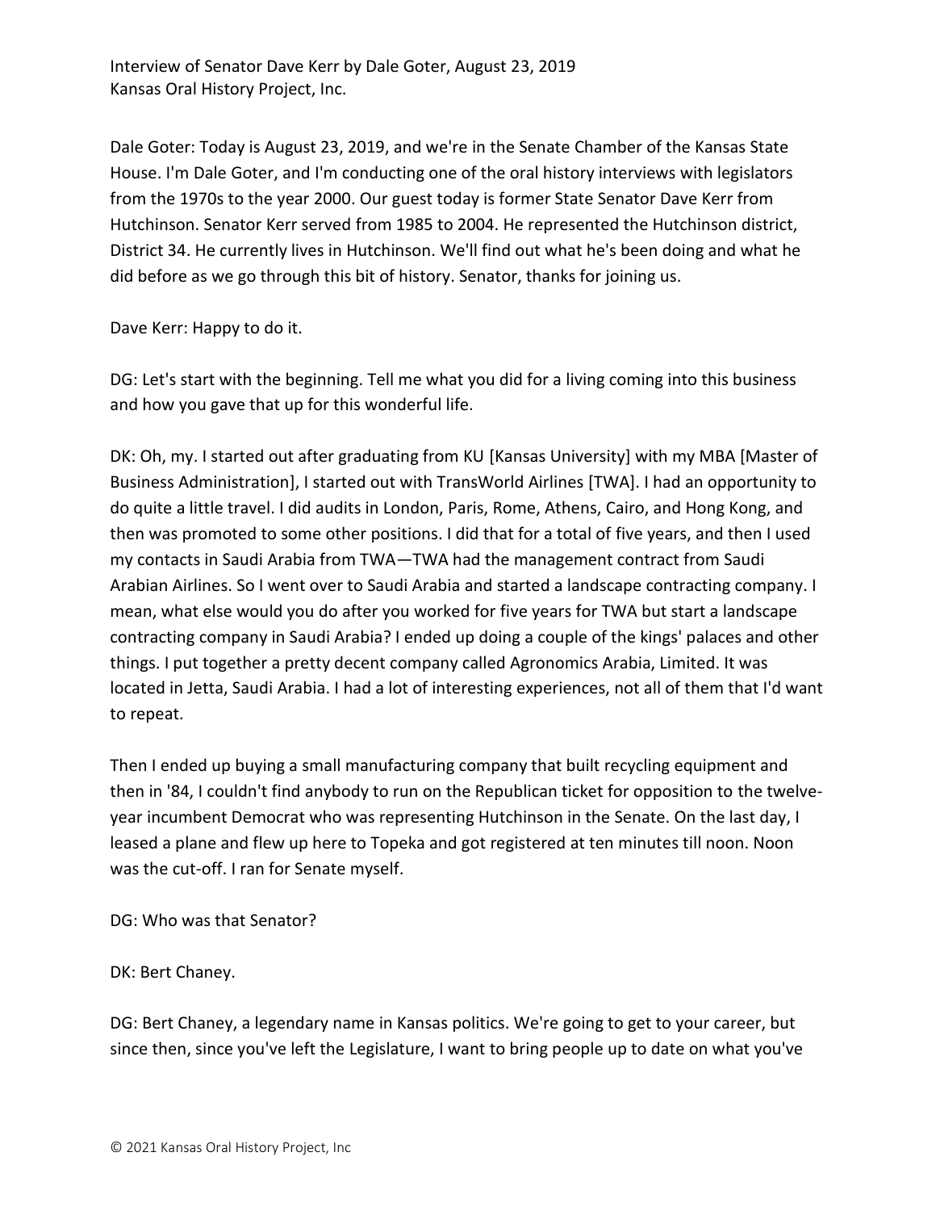Interview of Senator Dave Kerr by Dale Goter, August 23, 2019
Kansas Oral History Project, Inc.

Dale Goter: Today is August 23, 2019, and we're in the Senate Chamber of the Kansas State House. I'm Dale Goter, and I'm conducting one of the oral history interviews with legislators from the 1970s to the year 2000. Our guest today is former State Senator Dave Kerr from Hutchinson. Senator Kerr served from 1985 to 2004. He represented the Hutchinson district, District 34. He currently lives in Hutchinson. We'll find out what he's been doing and what he did before as we go through this bit of history. Senator, thanks for joining us.

Dave Kerr: Happy to do it.

DG: Let's start with the beginning. Tell me what you did for a living coming into this business and how you gave that up for this wonderful life.

DK: Oh, my. I started out after graduating from KU [Kansas University] with my MBA [Master of Business Administration], I started out with TransWorld Airlines [TWA]. I had an opportunity to do quite a little travel. I did audits in London, Paris, Rome, Athens, Cairo, and Hong Kong, and then was promoted to some other positions. I did that for a total of five years, and then I used my contacts in Saudi Arabia from TWA—TWA had the management contract from Saudi Arabian Airlines. So I went over to Saudi Arabia and started a landscape contracting company. I mean, what else would you do after you worked for five years for TWA but start a landscape contracting company in Saudi Arabia? I ended up doing a couple of the kings' palaces and other things. I put together a pretty decent company called Agronomics Arabia, Limited. It was located in Jetta, Saudi Arabia. I had a lot of interesting experiences, not all of them that I'd want to repeat.

Then I ended up buying a small manufacturing company that built recycling equipment and then in '84, I couldn't find anybody to run on the Republican ticket for opposition to the twelve-year incumbent Democrat who was representing Hutchinson in the Senate. On the last day, I leased a plane and flew up here to Topeka and got registered at ten minutes till noon. Noon was the cut-off. I ran for Senate myself.

DG: Who was that Senator?

DK: Bert Chaney.

DG: Bert Chaney, a legendary name in Kansas politics. We're going to get to your career, but since then, since you've left the Legislature, I want to bring people up to date on what you've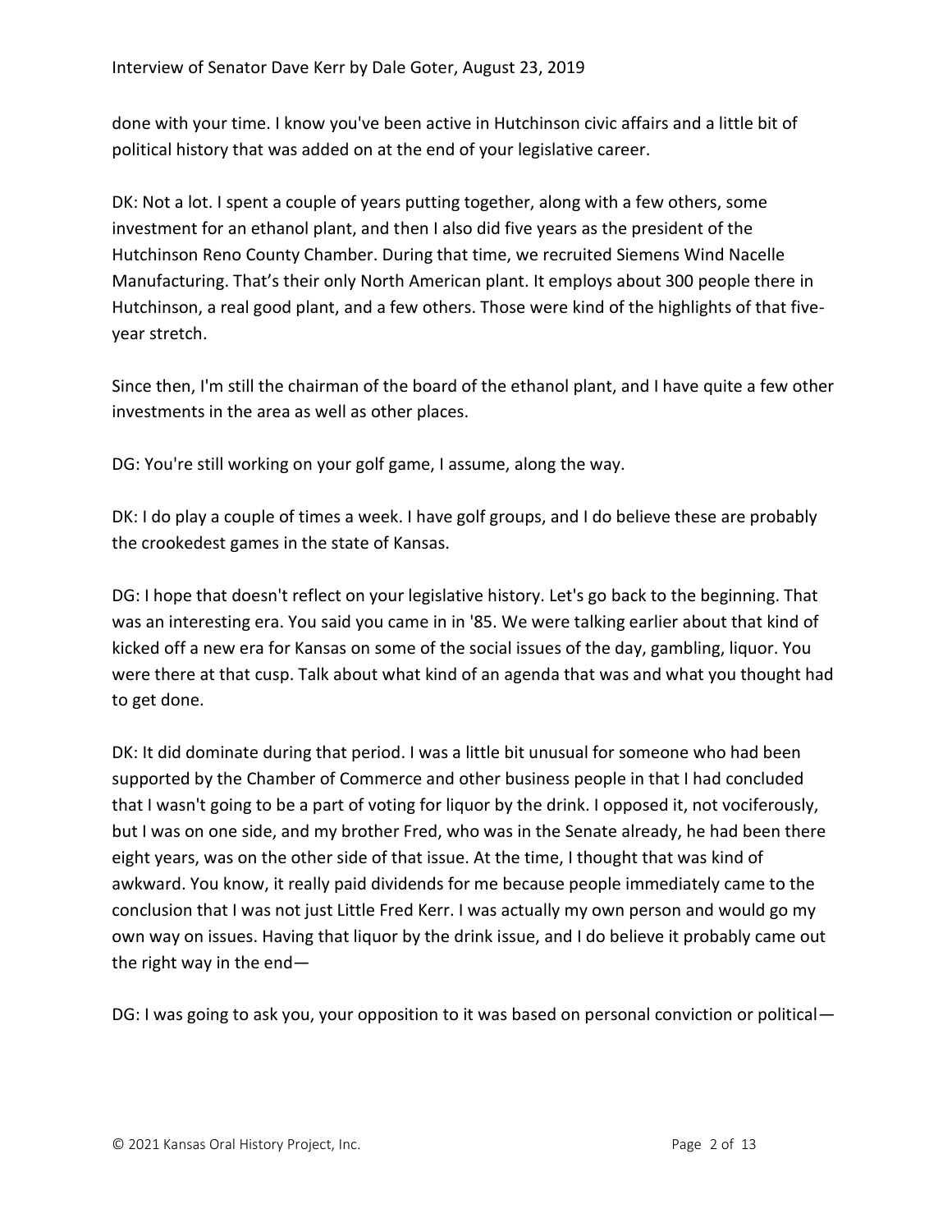done with your time. I know you've been active in Hutchinson civic affairs and a little bit of political history that was added on at the end of your legislative career.

DK: Not a lot. I spent a couple of years putting together, along with a few others, some investment for an ethanol plant, and then I also did five years as the president of the Hutchinson Reno County Chamber. During that time, we recruited Siemens Wind Nacelle Manufacturing. That's their only North American plant. It employs about 300 people there in Hutchinson, a real good plant, and a few others. Those were kind of the highlights of that five-year stretch.

Since then, I'm still the chairman of the board of the ethanol plant, and I have quite a few other investments in the area as well as other places.

DG: You're still working on your golf game, I assume, along the way.

DK: I do play a couple of times a week. I have golf groups, and I do believe these are probably the crookedest games in the state of Kansas.

DG: I hope that doesn't reflect on your legislative history. Let's go back to the beginning. That was an interesting era. You said you came in in '85. We were talking earlier about that kind of kicked off a new era for Kansas on some of the social issues of the day, gambling, liquor. You were there at that cusp. Talk about what kind of an agenda that was and what you thought had to get done.

DK: It did dominate during that period. I was a little bit unusual for someone who had been supported by the Chamber of Commerce and other business people in that I had concluded that I wasn't going to be a part of voting for liquor by the drink. I opposed it, not vociferously, but I was on one side, and my brother Fred, who was in the Senate already, he had been there eight years, was on the other side of that issue. At the time, I thought that was kind of awkward. You know, it really paid dividends for me because people immediately came to the conclusion that I was not just Little Fred Kerr. I was actually my own person and would go my own way on issues. Having that liquor by the drink issue, and I do believe it probably came out the right way in the end—

DG: I was going to ask you, your opposition to it was based on personal conviction or political—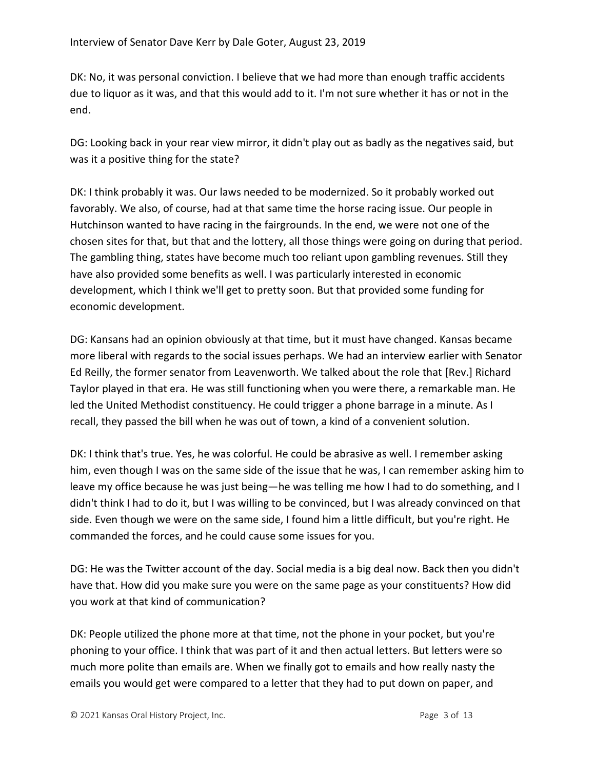DK: No, it was personal conviction. I believe that we had more than enough traffic accidents due to liquor as it was, and that this would add to it. I'm not sure whether it has or not in the end.

DG: Looking back in your rear view mirror, it didn't play out as badly as the negatives said, but was it a positive thing for the state?

DK: I think probably it was. Our laws needed to be modernized. So it probably worked out favorably. We also, of course, had at that same time the horse racing issue. Our people in Hutchinson wanted to have racing in the fairgrounds. In the end, we were not one of the chosen sites for that, but that and the lottery, all those things were going on during that period. The gambling thing, states have become much too reliant upon gambling revenues. Still they have also provided some benefits as well. I was particularly interested in economic development, which I think we'll get to pretty soon. But that provided some funding for economic development.

DG: Kansans had an opinion obviously at that time, but it must have changed. Kansas became more liberal with regards to the social issues perhaps. We had an interview earlier with Senator Ed Reilly, the former senator from Leavenworth. We talked about the role that [Rev.] Richard Taylor played in that era. He was still functioning when you were there, a remarkable man. He led the United Methodist constituency. He could trigger a phone barrage in a minute. As I recall, they passed the bill when he was out of town, a kind of a convenient solution.

DK: I think that's true. Yes, he was colorful. He could be abrasive as well. I remember asking him, even though I was on the same side of the issue that he was, I can remember asking him to leave my office because he was just being—he was telling me how I had to do something, and I didn't think I had to do it, but I was willing to be convinced, but I was already convinced on that side. Even though we were on the same side, I found him a little difficult, but you're right. He commanded the forces, and he could cause some issues for you.

DG: He was the Twitter account of the day. Social media is a big deal now. Back then you didn't have that. How did you make sure you were on the same page as your constituents? How did you work at that kind of communication?

DK: People utilized the phone more at that time, not the phone in your pocket, but you're phoning to your office. I think that was part of it and then actual letters. But letters were so much more polite than emails are. When we finally got to emails and how really nasty the emails you would get were compared to a letter that they had to put down on paper, and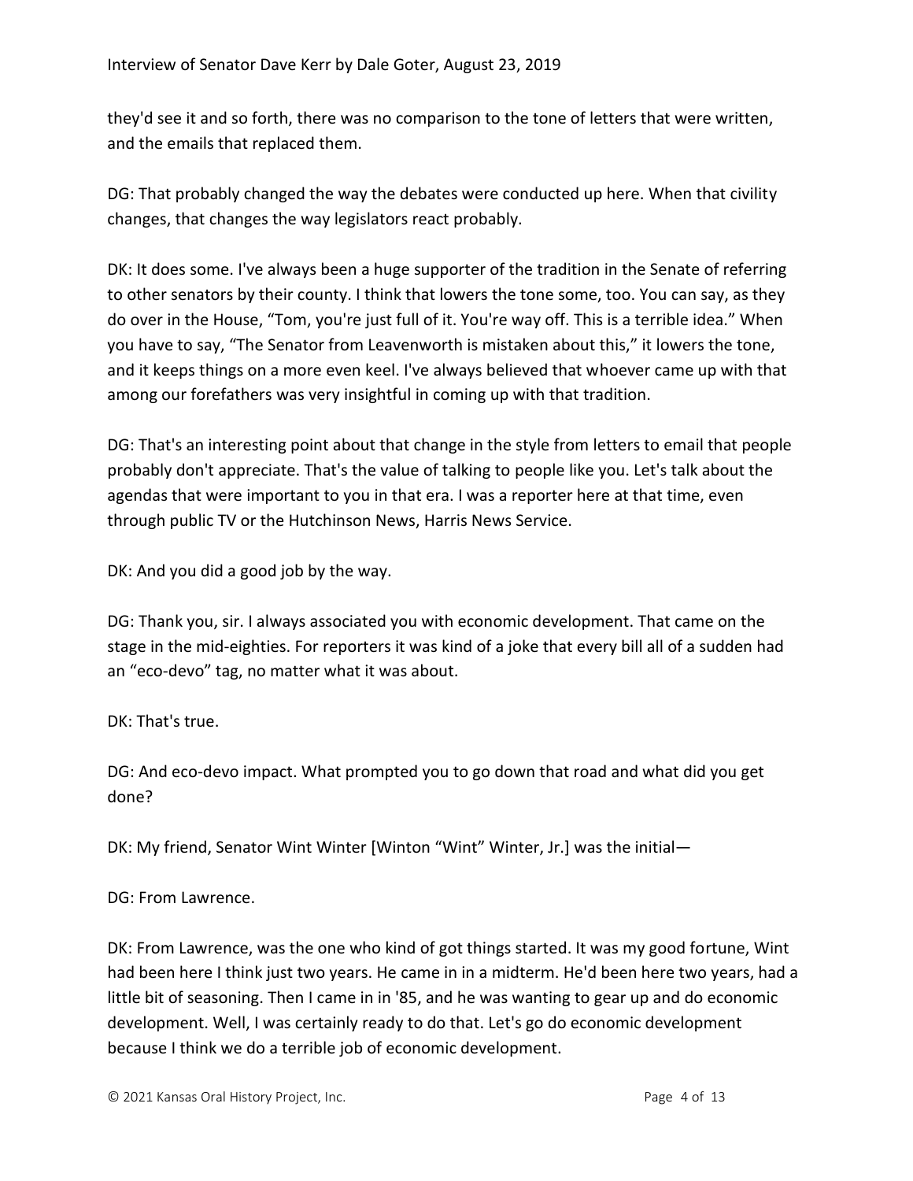they'd see it and so forth, there was no comparison to the tone of letters that were written, and the emails that replaced them.

DG: That probably changed the way the debates were conducted up here. When that civility changes, that changes the way legislators react probably.

DK: It does some. I've always been a huge supporter of the tradition in the Senate of referring to other senators by their county. I think that lowers the tone some, too. You can say, as they do over in the House, "Tom, you're just full of it. You're way off. This is a terrible idea." When you have to say, "The Senator from Leavenworth is mistaken about this," it lowers the tone, and it keeps things on a more even keel. I've always believed that whoever came up with that among our forefathers was very insightful in coming up with that tradition.

DG: That's an interesting point about that change in the style from letters to email that people probably don't appreciate. That's the value of talking to people like you. Let's talk about the agendas that were important to you in that era. I was a reporter here at that time, even through public TV or the Hutchinson News, Harris News Service.

DK: And you did a good job by the way.

DG: Thank you, sir. I always associated you with economic development. That came on the stage in the mid-eighties. For reporters it was kind of a joke that every bill all of a sudden had an "eco-devo" tag, no matter what it was about.

DK: That's true.

DG: And eco-devo impact. What prompted you to go down that road and what did you get done?

DK: My friend, Senator Wint Winter [Winton "Wint" Winter, Jr.] was the initial—

DG: From Lawrence.

DK: From Lawrence, was the one who kind of got things started. It was my good fortune, Wint had been here I think just two years. He came in in a midterm. He'd been here two years, had a little bit of seasoning. Then I came in in '85, and he was wanting to gear up and do economic development. Well, I was certainly ready to do that. Let's go do economic development because I think we do a terrible job of economic development.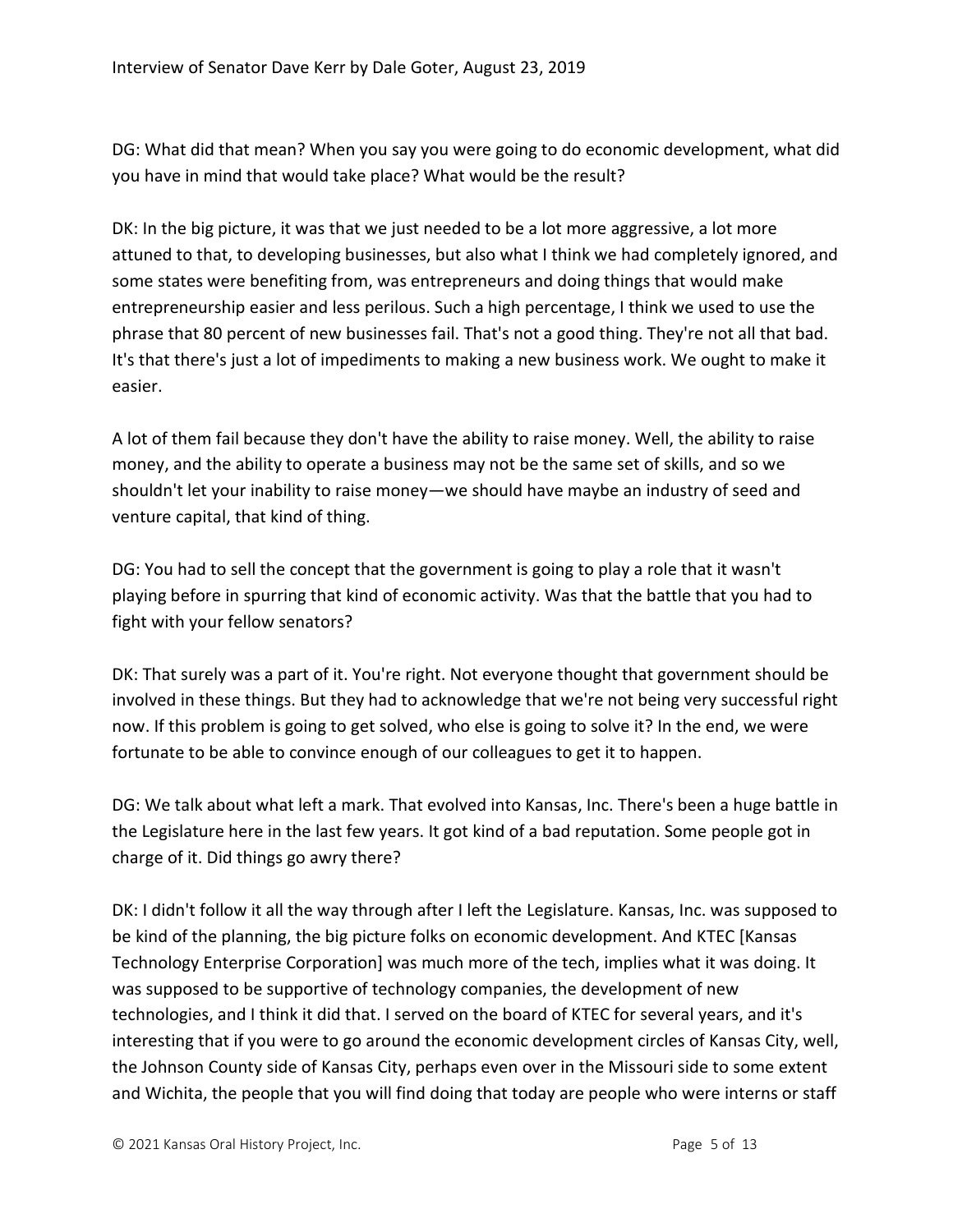DG: What did that mean? When you say you were going to do economic development, what did you have in mind that would take place? What would be the result?

DK: In the big picture, it was that we just needed to be a lot more aggressive, a lot more attuned to that, to developing businesses, but also what I think we had completely ignored, and some states were benefiting from, was entrepreneurs and doing things that would make entrepreneurship easier and less perilous. Such a high percentage, I think we used to use the phrase that 80 percent of new businesses fail. That's not a good thing. They're not all that bad. It's that there's just a lot of impediments to making a new business work. We ought to make it easier.

A lot of them fail because they don't have the ability to raise money. Well, the ability to raise money, and the ability to operate a business may not be the same set of skills, and so we shouldn't let your inability to raise money—we should have maybe an industry of seed and venture capital, that kind of thing.

DG: You had to sell the concept that the government is going to play a role that it wasn't playing before in spurring that kind of economic activity. Was that the battle that you had to fight with your fellow senators?

DK: That surely was a part of it. You're right. Not everyone thought that government should be involved in these things. But they had to acknowledge that we're not being very successful right now. If this problem is going to get solved, who else is going to solve it? In the end, we were fortunate to be able to convince enough of our colleagues to get it to happen.

DG: We talk about what left a mark. That evolved into Kansas, Inc. There's been a huge battle in the Legislature here in the last few years. It got kind of a bad reputation. Some people got in charge of it. Did things go awry there?

DK: I didn't follow it all the way through after I left the Legislature. Kansas, Inc. was supposed to be kind of the planning, the big picture folks on economic development. And KTEC [Kansas Technology Enterprise Corporation] was much more of the tech, implies what it was doing. It was supposed to be supportive of technology companies, the development of new technologies, and I think it did that. I served on the board of KTEC for several years, and it's interesting that if you were to go around the economic development circles of Kansas City, well, the Johnson County side of Kansas City, perhaps even over in the Missouri side to some extent and Wichita, the people that you will find doing that today are people who were interns or staff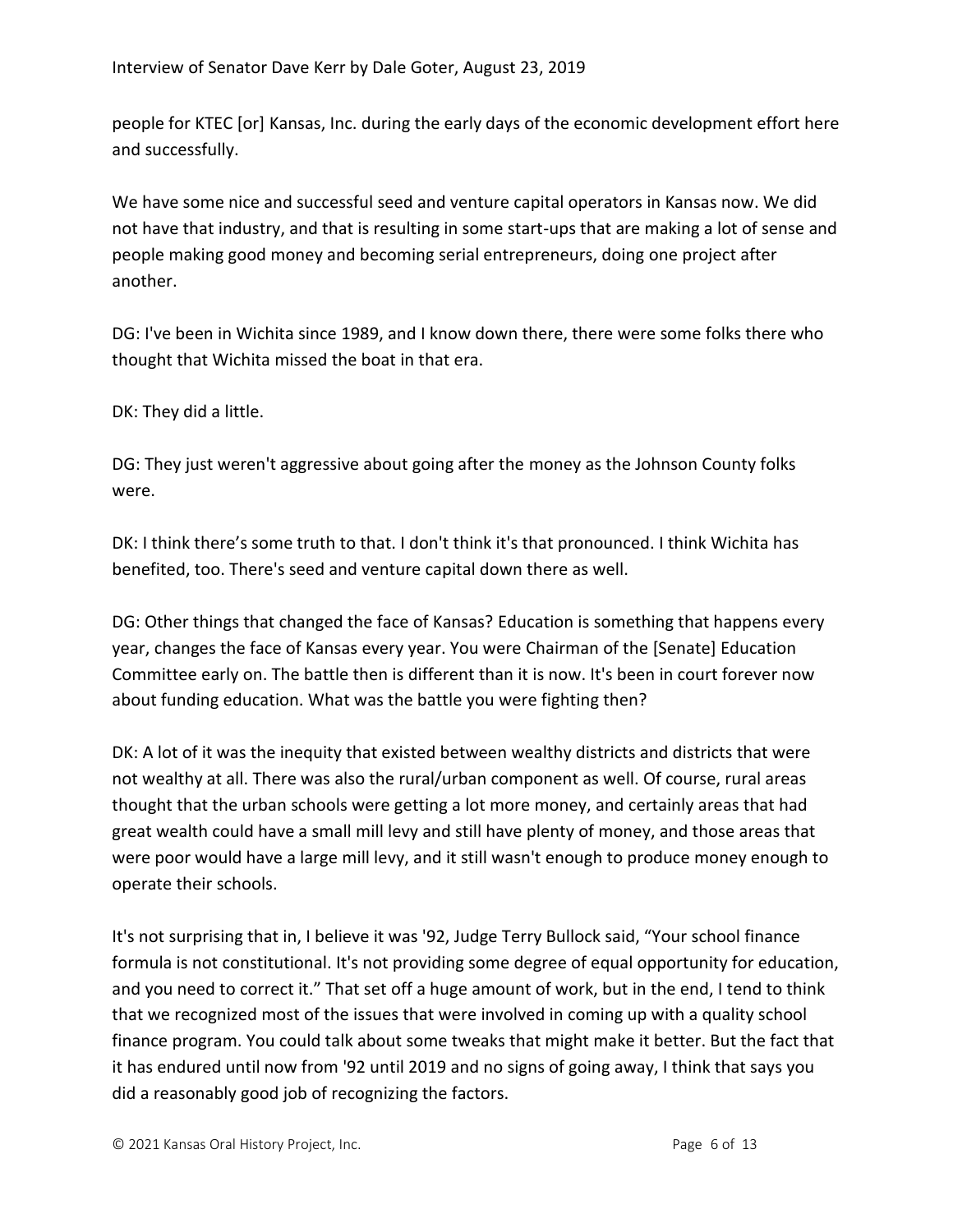people for KTEC [or] Kansas, Inc. during the early days of the economic development effort here and successfully.

We have some nice and successful seed and venture capital operators in Kansas now. We did not have that industry, and that is resulting in some start-ups that are making a lot of sense and people making good money and becoming serial entrepreneurs, doing one project after another.

DG: I've been in Wichita since 1989, and I know down there, there were some folks there who thought that Wichita missed the boat in that era.

DK: They did a little.

DG: They just weren't aggressive about going after the money as the Johnson County folks were.

DK: I think there's some truth to that. I don't think it's that pronounced. I think Wichita has benefited, too. There's seed and venture capital down there as well.

DG: Other things that changed the face of Kansas? Education is something that happens every year, changes the face of Kansas every year. You were Chairman of the [Senate] Education Committee early on. The battle then is different than it is now. It's been in court forever now about funding education. What was the battle you were fighting then?

DK: A lot of it was the inequity that existed between wealthy districts and districts that were not wealthy at all. There was also the rural/urban component as well. Of course, rural areas thought that the urban schools were getting a lot more money, and certainly areas that had great wealth could have a small mill levy and still have plenty of money, and those areas that were poor would have a large mill levy, and it still wasn't enough to produce money enough to operate their schools.

It's not surprising that in, I believe it was '92, Judge Terry Bullock said, "Your school finance formula is not constitutional. It's not providing some degree of equal opportunity for education, and you need to correct it." That set off a huge amount of work, but in the end, I tend to think that we recognized most of the issues that were involved in coming up with a quality school finance program. You could talk about some tweaks that might make it better. But the fact that it has endured until now from '92 until 2019 and no signs of going away, I think that says you did a reasonably good job of recognizing the factors.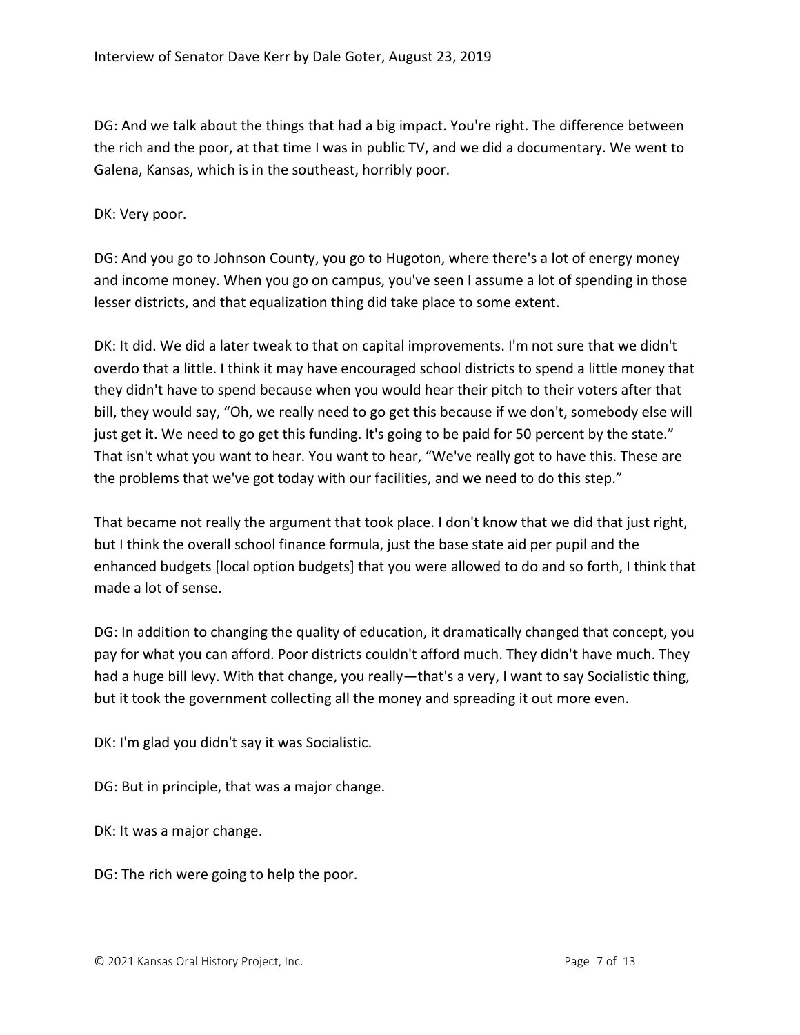DG: And we talk about the things that had a big impact. You're right. The difference between the rich and the poor, at that time I was in public TV, and we did a documentary. We went to Galena, Kansas, which is in the southeast, horribly poor.

DK: Very poor.

DG: And you go to Johnson County, you go to Hugoton, where there's a lot of energy money and income money. When you go on campus, you've seen I assume a lot of spending in those lesser districts, and that equalization thing did take place to some extent.

DK: It did. We did a later tweak to that on capital improvements. I'm not sure that we didn't overdo that a little. I think it may have encouraged school districts to spend a little money that they didn't have to spend because when you would hear their pitch to their voters after that bill, they would say, "Oh, we really need to go get this because if we don't, somebody else will just get it. We need to go get this funding. It's going to be paid for 50 percent by the state." That isn't what you want to hear. You want to hear, "We've really got to have this. These are the problems that we've got today with our facilities, and we need to do this step."

That became not really the argument that took place. I don't know that we did that just right, but I think the overall school finance formula, just the base state aid per pupil and the enhanced budgets [local option budgets] that you were allowed to do and so forth, I think that made a lot of sense.

DG: In addition to changing the quality of education, it dramatically changed that concept, you pay for what you can afford. Poor districts couldn't afford much. They didn't have much. They had a huge bill levy. With that change, you really—that's a very, I want to say Socialistic thing, but it took the government collecting all the money and spreading it out more even.

DK: I'm glad you didn't say it was Socialistic.

DG: But in principle, that was a major change.

DK: It was a major change.

DG: The rich were going to help the poor.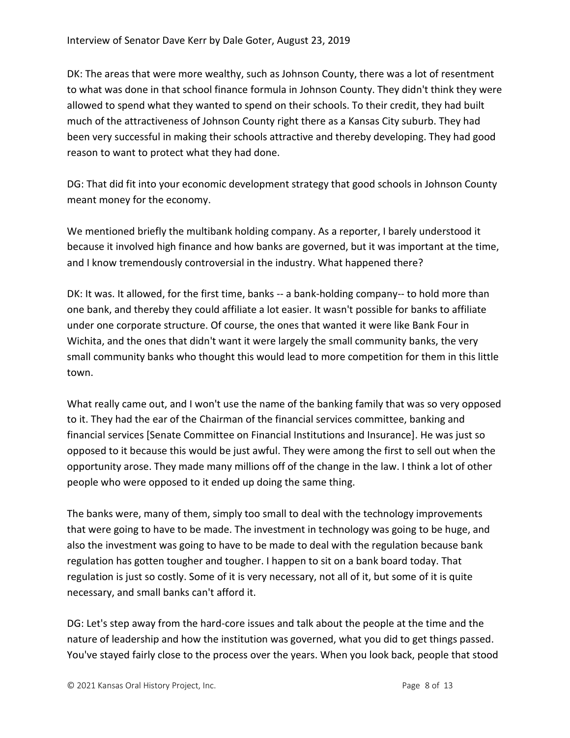DK: The areas that were more wealthy, such as Johnson County, there was a lot of resentment to what was done in that school finance formula in Johnson County. They didn't think they were allowed to spend what they wanted to spend on their schools. To their credit, they had built much of the attractiveness of Johnson County right there as a Kansas City suburb. They had been very successful in making their schools attractive and thereby developing. They had good reason to want to protect what they had done.

DG: That did fit into your economic development strategy that good schools in Johnson County meant money for the economy.

We mentioned briefly the multibank holding company. As a reporter, I barely understood it because it involved high finance and how banks are governed, but it was important at the time, and I know tremendously controversial in the industry. What happened there?

DK: It was. It allowed, for the first time, banks -- a bank-holding company-- to hold more than one bank, and thereby they could affiliate a lot easier. It wasn't possible for banks to affiliate under one corporate structure. Of course, the ones that wanted it were like Bank Four in Wichita, and the ones that didn't want it were largely the small community banks, the very small community banks who thought this would lead to more competition for them in this little town.

What really came out, and I won't use the name of the banking family that was so very opposed to it. They had the ear of the Chairman of the financial services committee, banking and financial services [Senate Committee on Financial Institutions and Insurance]. He was just so opposed to it because this would be just awful. They were among the first to sell out when the opportunity arose. They made many millions off of the change in the law. I think a lot of other people who were opposed to it ended up doing the same thing.

The banks were, many of them, simply too small to deal with the technology improvements that were going to have to be made. The investment in technology was going to be huge, and also the investment was going to have to be made to deal with the regulation because bank regulation has gotten tougher and tougher. I happen to sit on a bank board today. That regulation is just so costly. Some of it is very necessary, not all of it, but some of it is quite necessary, and small banks can't afford it.

DG: Let's step away from the hard-core issues and talk about the people at the time and the nature of leadership and how the institution was governed, what you did to get things passed. You've stayed fairly close to the process over the years. When you look back, people that stood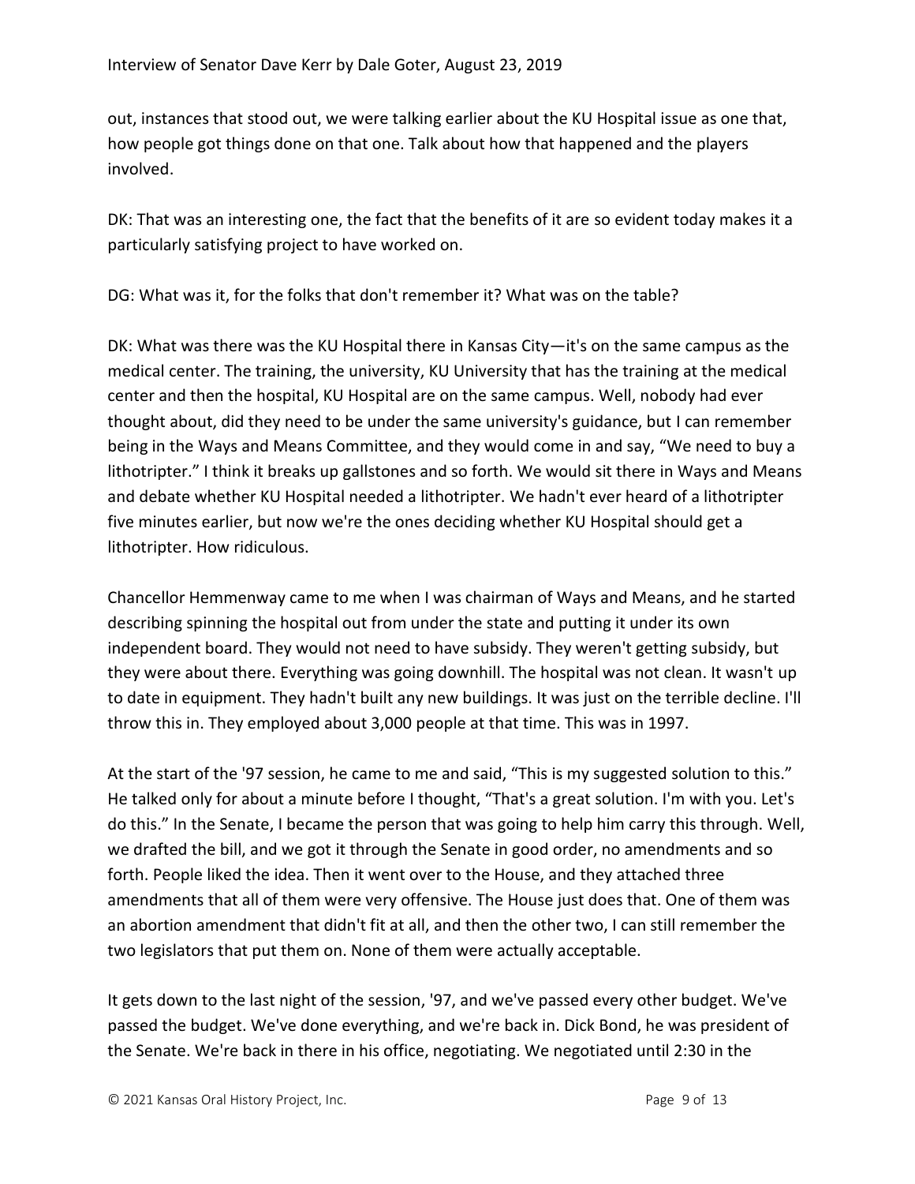out, instances that stood out, we were talking earlier about the KU Hospital issue as one that, how people got things done on that one. Talk about how that happened and the players involved.

DK: That was an interesting one, the fact that the benefits of it are so evident today makes it a particularly satisfying project to have worked on.

DG: What was it, for the folks that don't remember it? What was on the table?

DK: What was there was the KU Hospital there in Kansas City—it's on the same campus as the medical center. The training, the university, KU University that has the training at the medical center and then the hospital, KU Hospital are on the same campus. Well, nobody had ever thought about, did they need to be under the same university's guidance, but I can remember being in the Ways and Means Committee, and they would come in and say, "We need to buy a lithotripter." I think it breaks up gallstones and so forth. We would sit there in Ways and Means and debate whether KU Hospital needed a lithotripter. We hadn't ever heard of a lithotripter five minutes earlier, but now we're the ones deciding whether KU Hospital should get a lithotripter. How ridiculous.

Chancellor Hemmenway came to me when I was chairman of Ways and Means, and he started describing spinning the hospital out from under the state and putting it under its own independent board. They would not need to have subsidy. They weren't getting subsidy, but they were about there. Everything was going downhill. The hospital was not clean. It wasn't up to date in equipment. They hadn't built any new buildings. It was just on the terrible decline. I'll throw this in. They employed about 3,000 people at that time. This was in 1997.

At the start of the '97 session, he came to me and said, "This is my suggested solution to this." He talked only for about a minute before I thought, "That's a great solution. I'm with you. Let's do this." In the Senate, I became the person that was going to help him carry this through. Well, we drafted the bill, and we got it through the Senate in good order, no amendments and so forth. People liked the idea. Then it went over to the House, and they attached three amendments that all of them were very offensive. The House just does that. One of them was an abortion amendment that didn't fit at all, and then the other two, I can still remember the two legislators that put them on. None of them were actually acceptable.

It gets down to the last night of the session, '97, and we've passed every other budget. We've passed the budget. We've done everything, and we're back in. Dick Bond, he was president of the Senate. We're back in there in his office, negotiating. We negotiated until 2:30 in the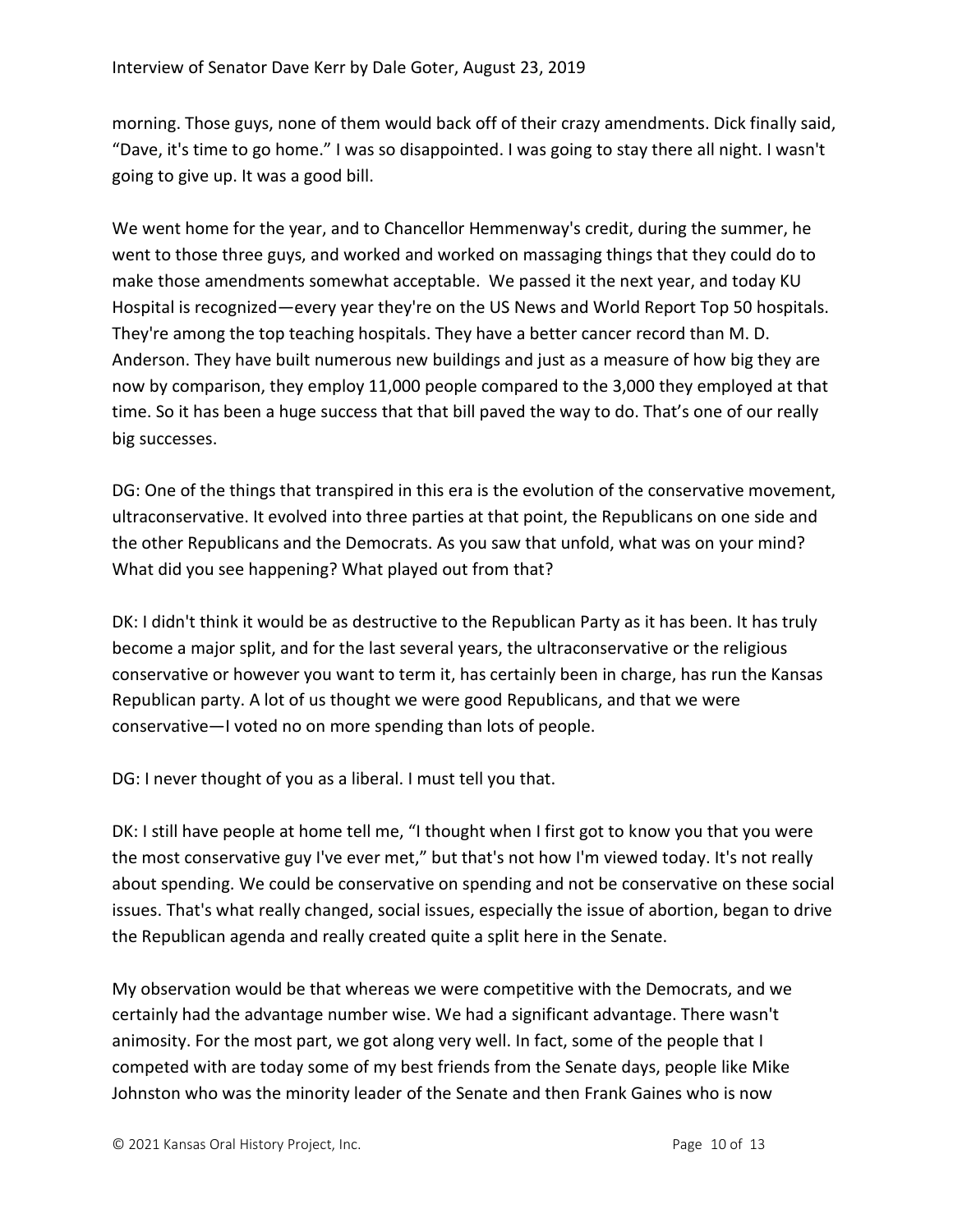morning. Those guys, none of them would back off of their crazy amendments. Dick finally said, "Dave, it's time to go home." I was so disappointed. I was going to stay there all night. I wasn't going to give up. It was a good bill.

We went home for the year, and to Chancellor Hemmenway's credit, during the summer, he went to those three guys, and worked and worked on massaging things that they could do to make those amendments somewhat acceptable. We passed it the next year, and today KU Hospital is recognized—every year they're on the US News and World Report Top 50 hospitals. They're among the top teaching hospitals. They have a better cancer record than M. D. Anderson. They have built numerous new buildings and just as a measure of how big they are now by comparison, they employ 11,000 people compared to the 3,000 they employed at that time. So it has been a huge success that that bill paved the way to do. That's one of our really big successes.

DG: One of the things that transpired in this era is the evolution of the conservative movement, ultraconservative. It evolved into three parties at that point, the Republicans on one side and the other Republicans and the Democrats. As you saw that unfold, what was on your mind? What did you see happening? What played out from that?

DK: I didn't think it would be as destructive to the Republican Party as it has been. It has truly become a major split, and for the last several years, the ultraconservative or the religious conservative or however you want to term it, has certainly been in charge, has run the Kansas Republican party. A lot of us thought we were good Republicans, and that we were conservative—I voted no on more spending than lots of people.

DG: I never thought of you as a liberal. I must tell you that.

DK: I still have people at home tell me, "I thought when I first got to know you that you were the most conservative guy I've ever met," but that's not how I'm viewed today. It's not really about spending. We could be conservative on spending and not be conservative on these social issues. That's what really changed, social issues, especially the issue of abortion, began to drive the Republican agenda and really created quite a split here in the Senate.

My observation would be that whereas we were competitive with the Democrats, and we certainly had the advantage number wise. We had a significant advantage. There wasn't animosity. For the most part, we got along very well. In fact, some of the people that I competed with are today some of my best friends from the Senate days, people like Mike Johnston who was the minority leader of the Senate and then Frank Gaines who is now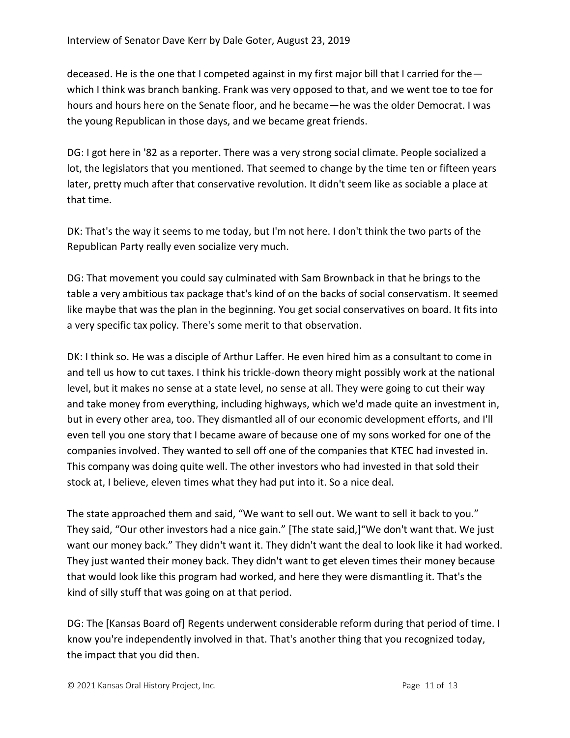deceased. He is the one that I competed against in my first major bill that I carried for the—which I think was branch banking. Frank was very opposed to that, and we went toe to toe for hours and hours here on the Senate floor, and he became—he was the older Democrat. I was the young Republican in those days, and we became great friends.

DG: I got here in '82 as a reporter. There was a very strong social climate. People socialized a lot, the legislators that you mentioned. That seemed to change by the time ten or fifteen years later, pretty much after that conservative revolution. It didn't seem like as sociable a place at that time.

DK: That's the way it seems to me today, but I'm not here. I don't think the two parts of the Republican Party really even socialize very much.

DG: That movement you could say culminated with Sam Brownback in that he brings to the table a very ambitious tax package that's kind of on the backs of social conservatism. It seemed like maybe that was the plan in the beginning. You get social conservatives on board. It fits into a very specific tax policy. There's some merit to that observation.

DK: I think so. He was a disciple of Arthur Laffer. He even hired him as a consultant to come in and tell us how to cut taxes. I think his trickle-down theory might possibly work at the national level, but it makes no sense at a state level, no sense at all. They were going to cut their way and take money from everything, including highways, which we'd made quite an investment in, but in every other area, too. They dismantled all of our economic development efforts, and I'll even tell you one story that I became aware of because one of my sons worked for one of the companies involved. They wanted to sell off one of the companies that KTEC had invested in. This company was doing quite well. The other investors who had invested in that sold their stock at, I believe, eleven times what they had put into it. So a nice deal.

The state approached them and said, "We want to sell out. We want to sell it back to you." They said, "Our other investors had a nice gain." [The state said,]"We don't want that. We just want our money back." They didn't want it. They didn't want the deal to look like it had worked. They just wanted their money back. They didn't want to get eleven times their money because that would look like this program had worked, and here they were dismantling it. That's the kind of silly stuff that was going on at that period.

DG: The [Kansas Board of] Regents underwent considerable reform during that period of time. I know you're independently involved in that. That's another thing that you recognized today, the impact that you did then.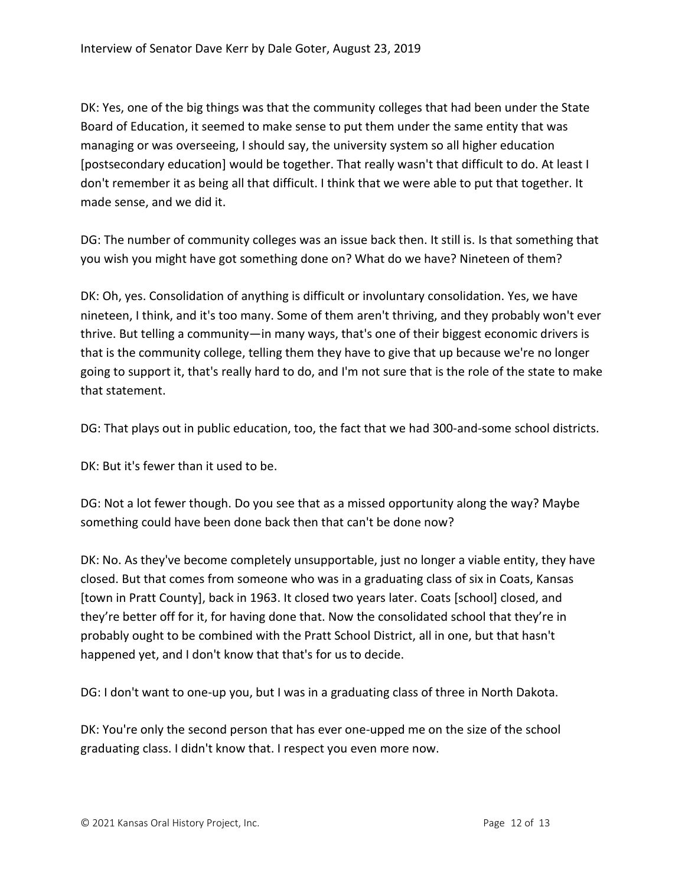DK: Yes, one of the big things was that the community colleges that had been under the State Board of Education, it seemed to make sense to put them under the same entity that was managing or was overseeing, I should say, the university system so all higher education [postsecondary education] would be together. That really wasn't that difficult to do. At least I don't remember it as being all that difficult. I think that we were able to put that together. It made sense, and we did it.

DG: The number of community colleges was an issue back then. It still is. Is that something that you wish you might have got something done on? What do we have? Nineteen of them?

DK: Oh, yes. Consolidation of anything is difficult or involuntary consolidation. Yes, we have nineteen, I think, and it's too many. Some of them aren't thriving, and they probably won't ever thrive. But telling a community—in many ways, that's one of their biggest economic drivers is that is the community college, telling them they have to give that up because we're no longer going to support it, that's really hard to do, and I'm not sure that is the role of the state to make that statement.

DG: That plays out in public education, too, the fact that we had 300-and-some school districts.

DK: But it's fewer than it used to be.

DG: Not a lot fewer though. Do you see that as a missed opportunity along the way? Maybe something could have been done back then that can't be done now?

DK: No. As they've become completely unsupportable, just no longer a viable entity, they have closed. But that comes from someone who was in a graduating class of six in Coats, Kansas [town in Pratt County], back in 1963. It closed two years later. Coats [school] closed, and they're better off for it, for having done that. Now the consolidated school that they're in probably ought to be combined with the Pratt School District, all in one, but that hasn't happened yet, and I don't know that that's for us to decide.

DG: I don't want to one-up you, but I was in a graduating class of three in North Dakota.

DK: You're only the second person that has ever one-upped me on the size of the school graduating class. I didn't know that. I respect you even more now.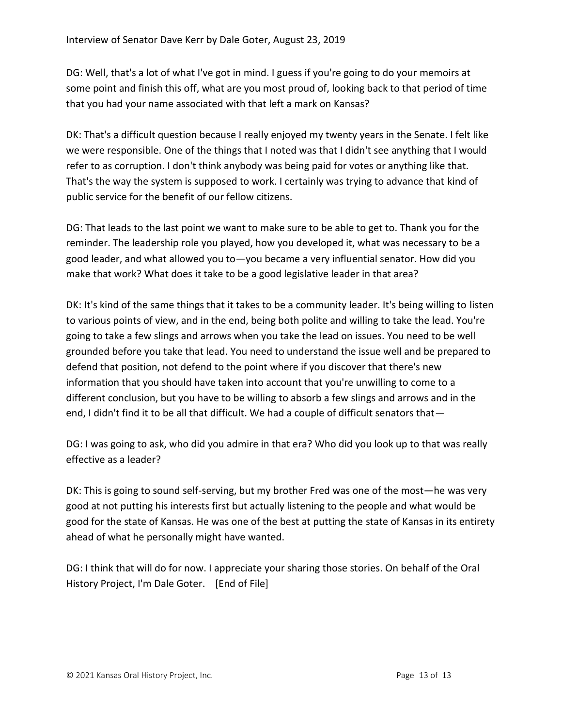DG: Well, that's a lot of what I've got in mind. I guess if you're going to do your memoirs at some point and finish this off, what are you most proud of, looking back to that period of time that you had your name associated with that left a mark on Kansas?

DK: That's a difficult question because I really enjoyed my twenty years in the Senate. I felt like we were responsible. One of the things that I noted was that I didn't see anything that I would refer to as corruption. I don't think anybody was being paid for votes or anything like that. That's the way the system is supposed to work. I certainly was trying to advance that kind of public service for the benefit of our fellow citizens.

DG: That leads to the last point we want to make sure to be able to get to. Thank you for the reminder. The leadership role you played, how you developed it, what was necessary to be a good leader, and what allowed you to—you became a very influential senator. How did you make that work? What does it take to be a good legislative leader in that area?

DK: It's kind of the same things that it takes to be a community leader. It's being willing to listen to various points of view, and in the end, being both polite and willing to take the lead. You're going to take a few slings and arrows when you take the lead on issues. You need to be well grounded before you take that lead. You need to understand the issue well and be prepared to defend that position, not defend to the point where if you discover that there's new information that you should have taken into account that you're unwilling to come to a different conclusion, but you have to be willing to absorb a few slings and arrows and in the end, I didn't find it to be all that difficult. We had a couple of difficult senators that—

DG: I was going to ask, who did you admire in that era? Who did you look up to that was really effective as a leader?

DK: This is going to sound self-serving, but my brother Fred was one of the most—he was very good at not putting his interests first but actually listening to the people and what would be good for the state of Kansas. He was one of the best at putting the state of Kansas in its entirety ahead of what he personally might have wanted.

DG: I think that will do for now. I appreciate your sharing those stories. On behalf of the Oral History Project, I'm Dale Goter. [End of File]

© 2021 Kansas Oral History Project, Inc.